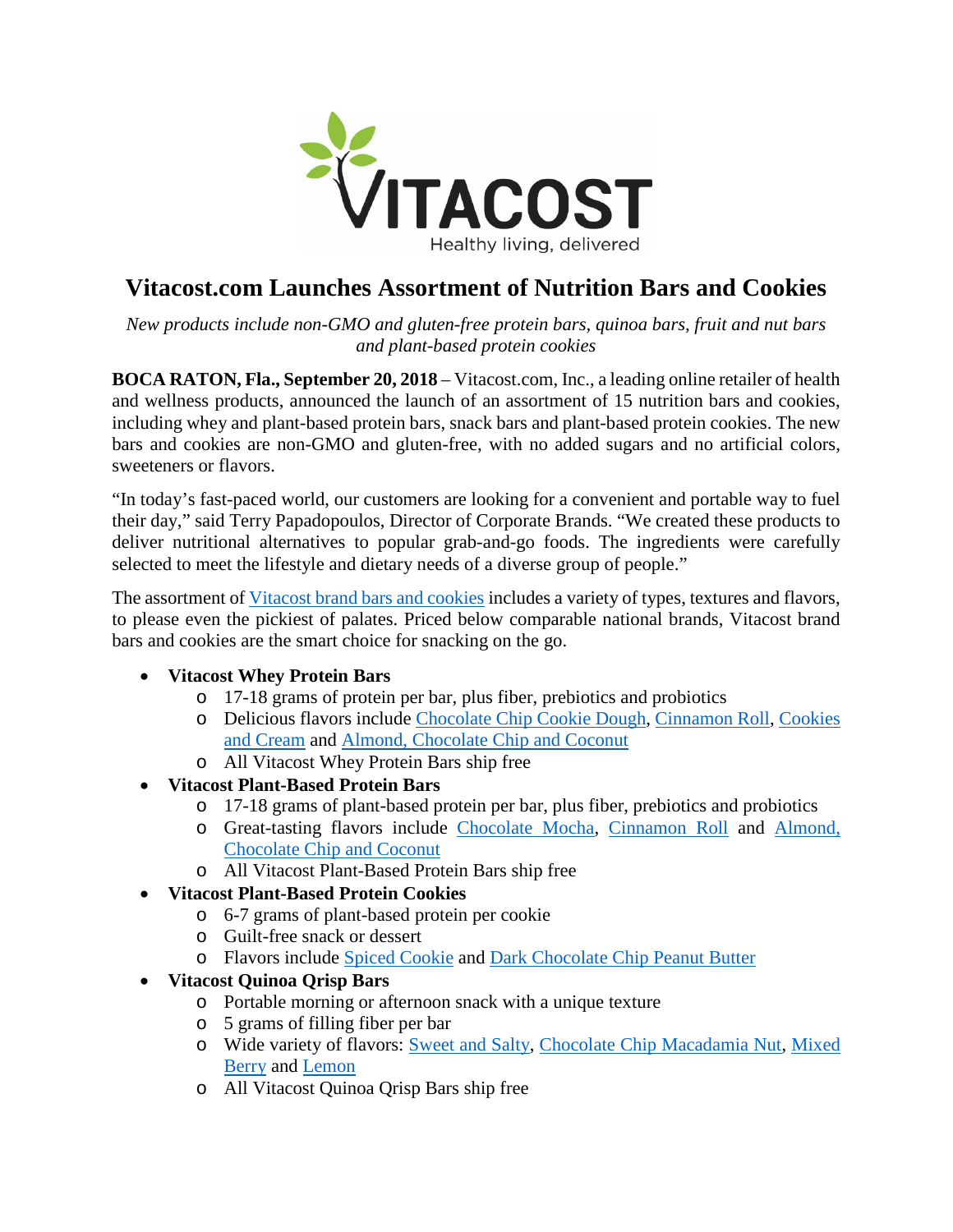# Vitacost.com Launches Assortment of Nutrition Bars and Cookies

*New products include non-GMO and gluten-free protein bars, quinoa bars, fruit and nut bars and plant-based protein cookies*

**BOCA RATON, Fla., September 20, 2018** – Vitacost.com, Inc., a leading online retailer of health and wellness products, announced the launch of an assortment of 15 nutrition bars and cookies, including whey and plant-based protein bars, snack bars and plant-based protein cookies. The new bars and cookies are non-GMO and gluten-free, with no added sugars and no artificial colors, sweeteners or flavors.

"In today's fast-paced world, our customers are looking for a convenient and portable way to fuel their day," said Terry Papadopoulos, Director of Corporate Brands. "We created these products to deliver nutritional alternatives to popular grab-and-go foods. The ingredients were carefully selected to meet the lifestyle and dietary needs of a diverse group of people."

The assortment of Vitacost brand bars and cookies includes a variety of types, textures and flavors, to please even the pickiest of palates. Priced below comparable national brands, Vitacost brand bars and cookies are the smart choice for snacking on the go.

- **Vitacost Whey Protein Bars**
  - 17-18 grams of protein per bar, plus fiber, prebiotics and probiotics
  - Delicious flavors include Chocolate Chip Cookie Dough, Cinnamon Roll, Cookies and Cream and Almond, Chocolate Chip and Coconut
  - All Vitacost Whey Protein Bars ship free
- **Vitacost Plant-Based Protein Bars**
  - 17-18 grams of plant-based protein per bar, plus fiber, prebiotics and probiotics
  - Great-tasting flavors include Chocolate Mocha, Cinnamon Roll and Almond, Chocolate Chip and Coconut
  - All Vitacost Plant-Based Protein Bars ship free
- **Vitacost Plant-Based Protein Cookies**
  - 6-7 grams of plant-based protein per cookie
  - Guilt-free snack or dessert
  - Flavors include Spiced Cookie and Dark Chocolate Chip Peanut Butter
- **Vitacost Quinoa Qrisp Bars**
  - Portable morning or afternoon snack with a unique texture
  - 5 grams of filling fiber per bar
  - Wide variety of flavors: Sweet and Salty, Chocolate Chip Macadamia Nut, Mixed Berry and Lemon
  - All Vitacost Quinoa Qrisp Bars ship free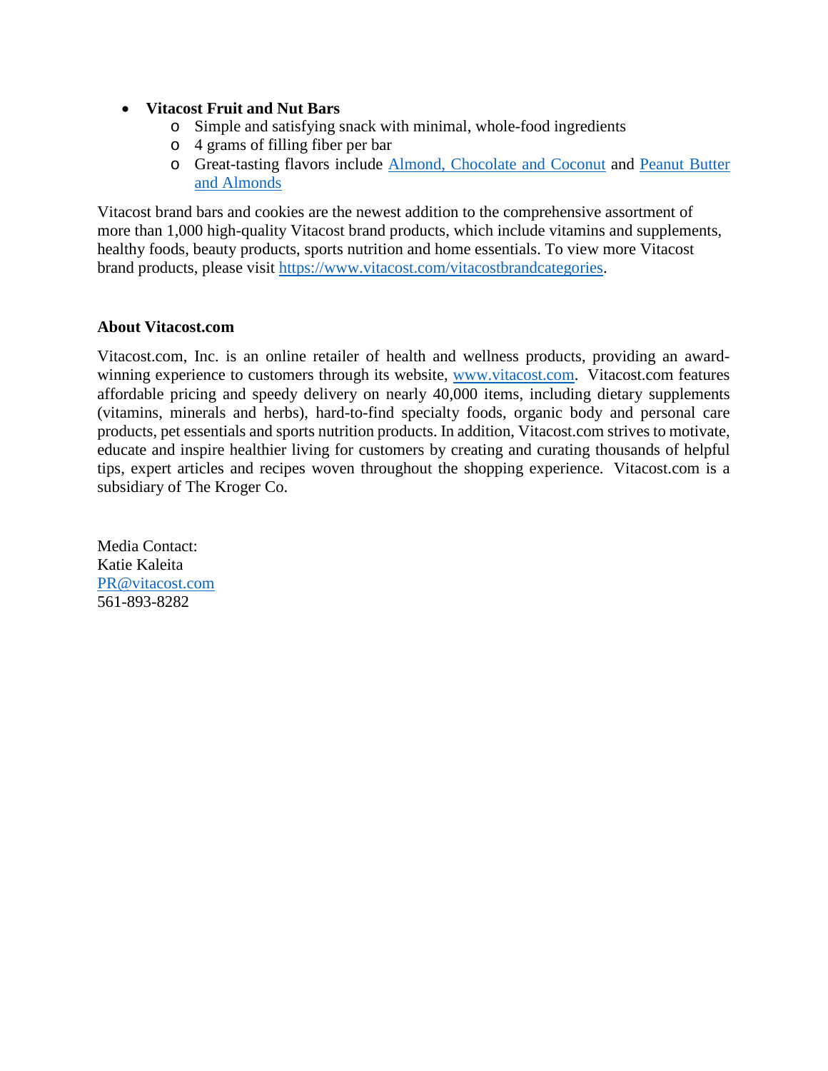- **Vitacost Fruit and Nut Bars**
  - Simple and satisfying snack with minimal, whole-food ingredients
  - 4 grams of filling fiber per bar
  - Great-tasting flavors include Almond, Chocolate and Coconut and Peanut Butter and Almonds

Vitacost brand bars and cookies are the newest addition to the comprehensive assortment of more than 1,000 high-quality Vitacost brand products, which include vitamins and supplements, healthy foods, beauty products, sports nutrition and home essentials. To view more Vitacost brand products, please visit https://www.vitacost.com/vitacostbrandcategories.

**About Vitacost.com**

Vitacost.com, Inc. is an online retailer of health and wellness products, providing an award-winning experience to customers through its website, www.vitacost.com. Vitacost.com features affordable pricing and speedy delivery on nearly 40,000 items, including dietary supplements (vitamins, minerals and herbs), hard-to-find specialty foods, organic body and personal care products, pet essentials and sports nutrition products. In addition, Vitacost.com strives to motivate, educate and inspire healthier living for customers by creating and curating thousands of helpful tips, expert articles and recipes woven throughout the shopping experience. Vitacost.com is a subsidiary of The Kroger Co.

Media Contact:
Katie Kaleita
PR@vitacost.com
561-893-8282